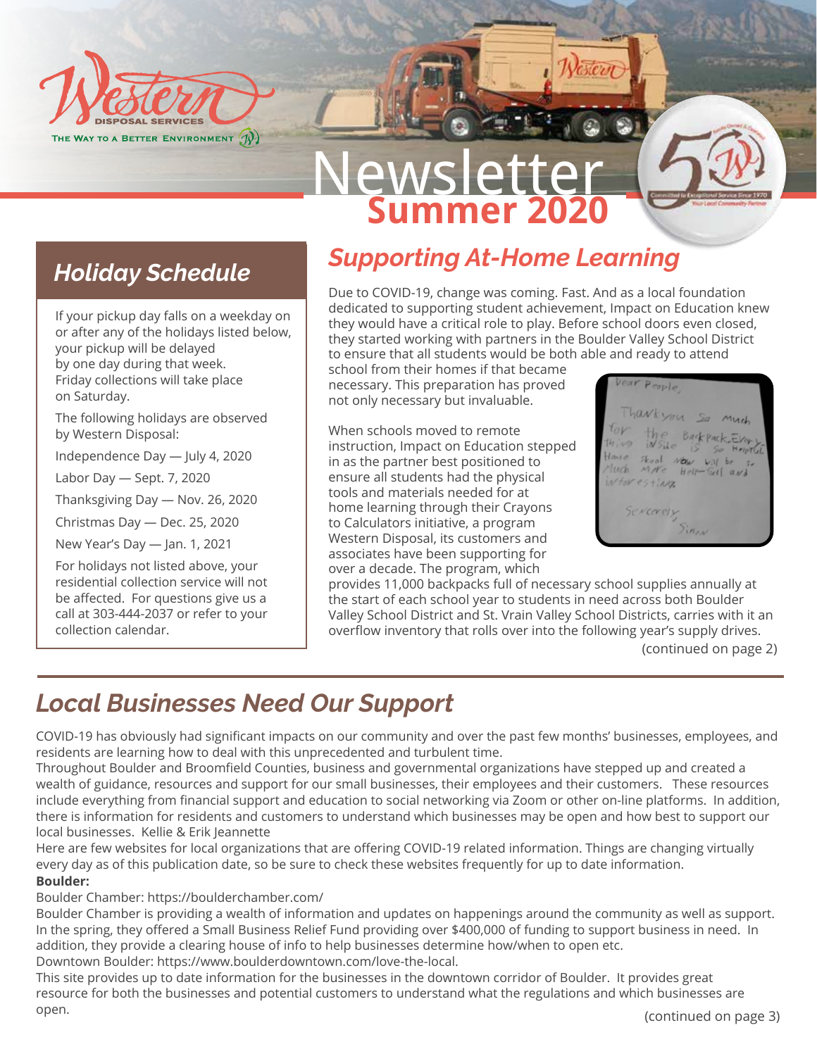# Newsletter
## Summer 2020

## Holiday Schedule

If your pickup day falls on a weekday on or after any of the holidays listed below, your pickup will be delayed by one day during that week. Friday collections will take place on Saturday.

The following holidays are observed by Western Disposal:

Independence Day — July 4, 2020

Labor Day — Sept. 7, 2020

Thanksgiving Day — Nov. 26, 2020

Christmas Day — Dec. 25, 2020

New Year's Day — Jan. 1, 2021

For holidays not listed above, your residential collection service will not be affected. For questions give us a call at 303-444-2037 or refer to your collection calendar.

## Supporting At-Home Learning

Due to COVID-19, change was coming. Fast. And as a local foundation dedicated to supporting student achievement, Impact on Education knew they would have a critical role to play. Before school doors even closed, they started working with partners in the Boulder Valley School District to ensure that all students would be both able and ready to attend school from their homes if that became necessary. This preparation has proved not only necessary but invaluable.

When schools moved to remote instruction, Impact on Education stepped in as the partner best positioned to ensure all students had the physical tools and materials needed for at home learning through their Crayons to Calculators initiative, a program Western Disposal, its customers and associates have been supporting for over a decade. The program, which provides 11,000 backpacks full of necessary school supplies annually at the start of each school year to students in need across both Boulder Valley School District and St. Vrain Valley School Districts, carries with it an overflow inventory that rolls over into the following year's supply drives.

(continued on page 2)

## Local Businesses Need Our Support

COVID-19 has obviously had significant impacts on our community and over the past few months' businesses, employees, and residents are learning how to deal with this unprecedented and turbulent time.

Throughout Boulder and Broomfield Counties, business and governmental organizations have stepped up and created a wealth of guidance, resources and support for our small businesses, their employees and their customers. These resources include everything from financial support and education to social networking via Zoom or other on-line platforms. In addition, there is information for residents and customers to understand which businesses may be open and how best to support our local businesses. Kellie & Erik Jeannette

Here are few websites for local organizations that are offering COVID-19 related information. Things are changing virtually every day as of this publication date, so be sure to check these websites frequently for up to date information.

**Boulder:**

Boulder Chamber: https://boulderchamber.com/

Boulder Chamber is providing a wealth of information and updates on happenings around the community as well as support. In the spring, they offered a Small Business Relief Fund providing over $400,000 of funding to support business in need. In addition, they provide a clearing house of info to help businesses determine how/when to open etc.

Downtown Boulder: https://www.boulderdowntown.com/love-the-local.

This site provides up to date information for the businesses in the downtown corridor of Boulder. It provides great resource for both the businesses and potential customers to understand what the regulations and which businesses are open.

(continued on page 3)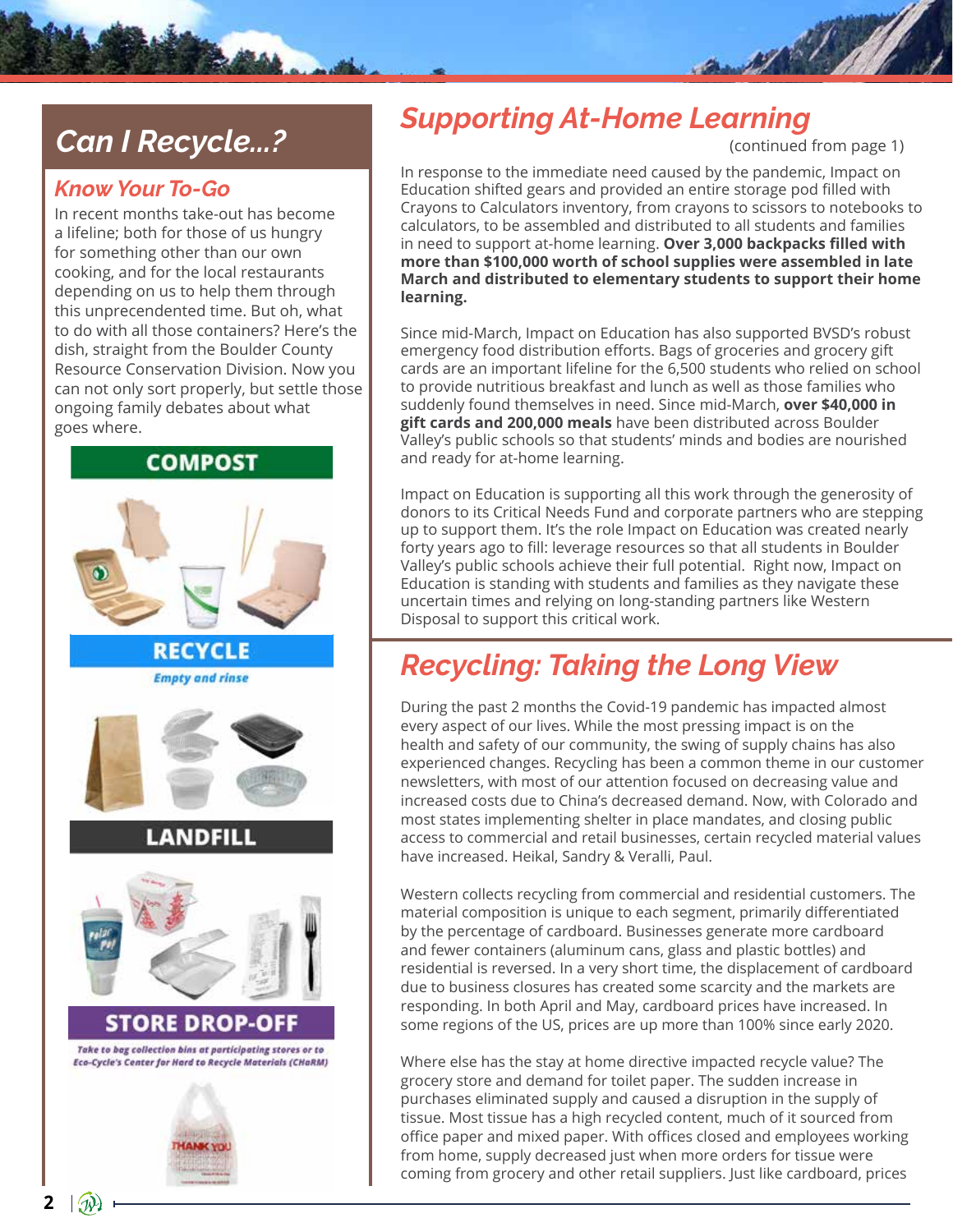## Can I Recycle...?

### Know Your To-Go

In recent months take-out has become a lifeline; both for those of us hungry for something other than our own cooking, and for the local restaurants depending on us to help them through this unprecendented time. But oh, what to do with all those containers? Here's the dish, straight from the Boulder County Resource Conservation Division. Now you can not only sort properly, but settle those ongoing family debates about what goes where.

**COMPOST**

**RECYCLE**

*Empty and rinse*

**LANDFILL**

**STORE DROP-OFF**

*Take to bag collection bins at participating stores or to Eco-Cycle's Center for Hard to Recycle Materials (CHaRM)*

## Supporting At-Home Learning

(continued from page 1)

In response to the immediate need caused by the pandemic, Impact on Education shifted gears and provided an entire storage pod filled with Crayons to Calculators inventory, from crayons to scissors to notebooks to calculators, to be assembled and distributed to all students and families in need to support at-home learning. **Over 3,000 backpacks filled with more than $100,000 worth of school supplies were assembled in late March and distributed to elementary students to support their home learning.**

Since mid-March, Impact on Education has also supported BVSD's robust emergency food distribution efforts. Bags of groceries and grocery gift cards are an important lifeline for the 6,500 students who relied on school to provide nutritious breakfast and lunch as well as those families who suddenly found themselves in need. Since mid-March, **over $40,000 in gift cards and 200,000 meals** have been distributed across Boulder Valley's public schools so that students' minds and bodies are nourished and ready for at-home learning.

Impact on Education is supporting all this work through the generosity of donors to its Critical Needs Fund and corporate partners who are stepping up to support them. It's the role Impact on Education was created nearly forty years ago to fill: leverage resources so that all students in Boulder Valley's public schools achieve their full potential. Right now, Impact on Education is standing with students and families as they navigate these uncertain times and relying on long-standing partners like Western Disposal to support this critical work.

## Recycling: Taking the Long View

During the past 2 months the Covid-19 pandemic has impacted almost every aspect of our lives. While the most pressing impact is on the health and safety of our community, the swing of supply chains has also experienced changes. Recycling has been a common theme in our customer newsletters, with most of our attention focused on decreasing value and increased costs due to China's decreased demand. Now, with Colorado and most states implementing shelter in place mandates, and closing public access to commercial and retail businesses, certain recycled material values have increased. Heikal, Sandry & Veralli, Paul.

Western collects recycling from commercial and residential customers. The material composition is unique to each segment, primarily differentiated by the percentage of cardboard. Businesses generate more cardboard and fewer containers (aluminum cans, glass and plastic bottles) and residential is reversed. In a very short time, the displacement of cardboard due to business closures has created some scarcity and the markets are responding. In both April and May, cardboard prices have increased. In some regions of the US, prices are up more than 100% since early 2020.

Where else has the stay at home directive impacted recycle value? The grocery store and demand for toilet paper. The sudden increase in purchases eliminated supply and caused a disruption in the supply of tissue. Most tissue has a high recycled content, much of it sourced from office paper and mixed paper. With offices closed and employees working from home, supply decreased just when more orders for tissue were coming from grocery and other retail suppliers. Just like cardboard, prices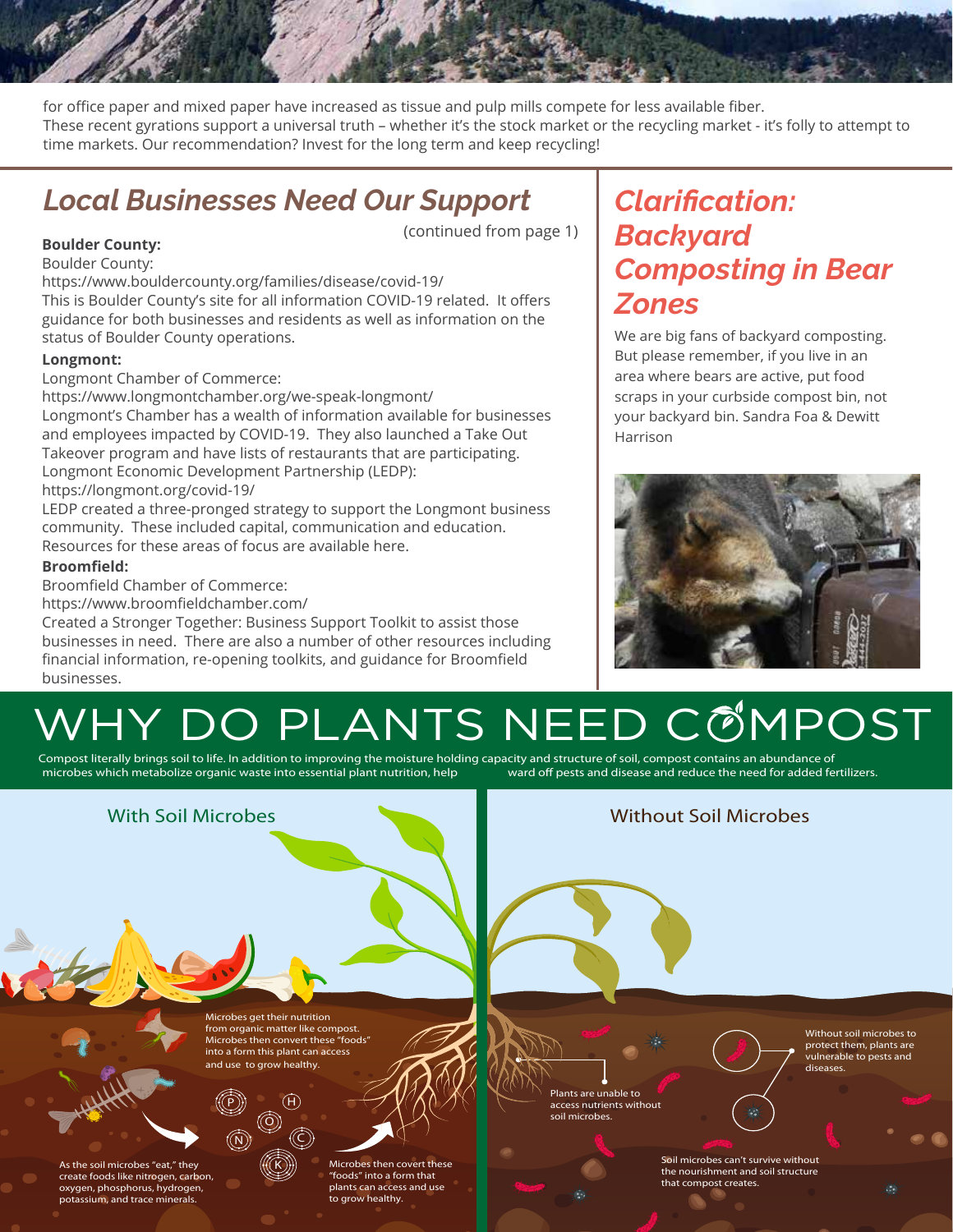for office paper and mixed paper have increased as tissue and pulp mills compete for less available fiber. These recent gyrations support a universal truth – whether it's the stock market or the recycling market - it's folly to attempt to time markets. Our recommendation? Invest for the long term and keep recycling!

## *Local Businesses Need Our Support*

(continued from page 1)

**Boulder County:**

Boulder County:
https://www.bouldercounty.org/families/disease/covid-19/
This is Boulder County's site for all information COVID-19 related. It offers guidance for both businesses and residents as well as information on the status of Boulder County operations.

**Longmont:**

Longmont Chamber of Commerce:
https://www.longmontchamber.org/we-speak-longmont/
Longmont's Chamber has a wealth of information available for businesses and employees impacted by COVID-19. They also launched a Take Out Takeover program and have lists of restaurants that are participating.
Longmont Economic Development Partnership (LEDP):
https://longmont.org/covid-19/
LEDP created a three-pronged strategy to support the Longmont business community. These included capital, communication and education. Resources for these areas of focus are available here.

**Broomfield:**

Broomfield Chamber of Commerce:
https://www.broomfieldchamber.com/
Created a Stronger Together: Business Support Toolkit to assist those businesses in need. There are also a number of other resources including financial information, re-opening toolkits, and guidance for Broomfield businesses.

## *Clarification: Backyard Composting in Bear Zones*

We are big fans of backyard composting. But please remember, if you live in an area where bears are active, put food scraps in your curbside compost bin, not your backyard bin. Sandra Foa & Dewitt Harrison

# WHY DO PLANTS NEED COMPOST

Compost literally brings soil to life. In addition to improving the moisture holding capacity and structure of soil, compost contains an abundance of microbes which metabolize organic waste into essential plant nutrition, help ward off pests and disease and reduce the need for added fertilizers.

### With Soil Microbes

Microbes get their nutrition from organic matter like compost. Microbes then convert these "foods" into a form this plant can access and use to grow healthy.

As the soil microbes "eat," they create foods like nitrogen, carbon, oxygen, phosphorus, hydrogen, potassium, and trace minerals.

Microbes then covert these "foods" into a form that plants can access and use to grow healthy.

### Without Soil Microbes

Plants are unable to access nutrients without soil microbes.

Without soil microbes to protect them, plants are vulnerable to pests and diseases.

Soil microbes can't survive without the nourishment and soil structure that compost creates.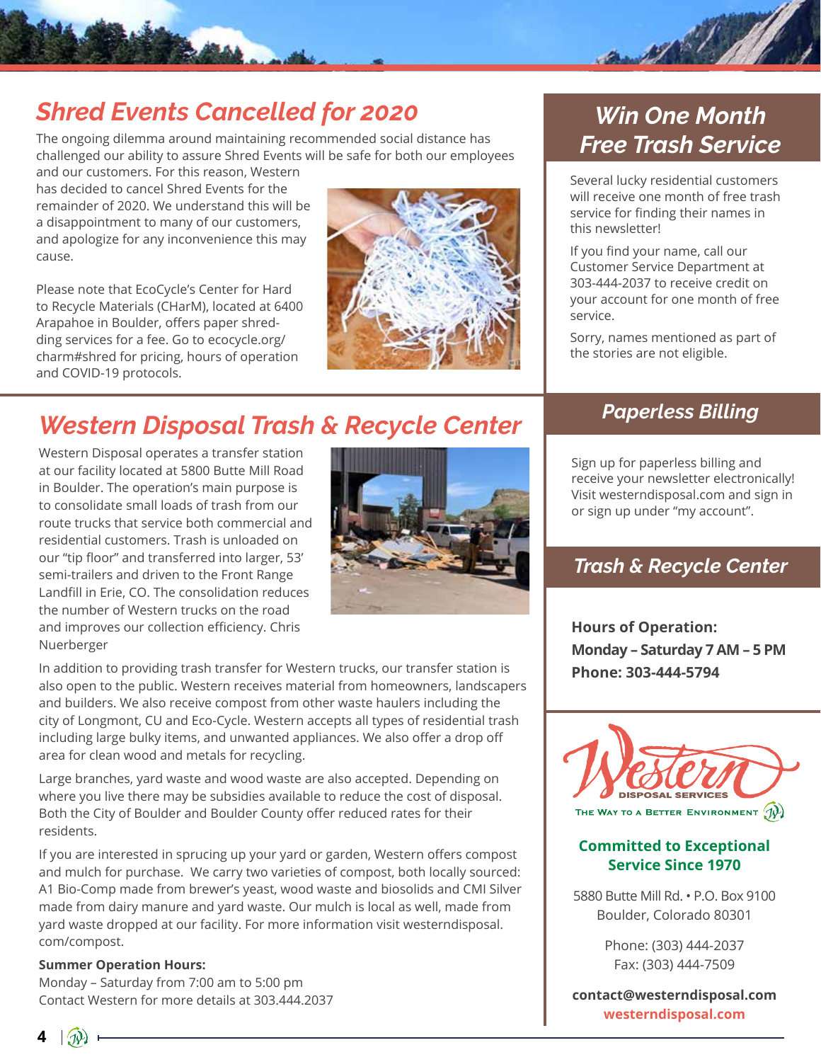## *Shred Events Cancelled for 2020*

The ongoing dilemma around maintaining recommended social distance has challenged our ability to assure Shred Events will be safe for both our employees and our customers. For this reason, Western has decided to cancel Shred Events for the remainder of 2020. We understand this will be a disappointment to many of our customers, and apologize for any inconvenience this may cause.

Please note that EcoCycle's Center for Hard to Recycle Materials (CHarM), located at 6400 Arapahoe in Boulder, offers paper shredding services for a fee. Go to ecocycle.org/charm#shred for pricing, hours of operation and COVID-19 protocols.

## *Western Disposal Trash & Recycle Center*

Western Disposal operates a transfer station at our facility located at 5800 Butte Mill Road in Boulder. The operation's main purpose is to consolidate small loads of trash from our route trucks that service both commercial and residential customers. Trash is unloaded on our "tip floor" and transferred into larger, 53' semi-trailers and driven to the Front Range Landfill in Erie, CO. The consolidation reduces the number of Western trucks on the road and improves our collection efficiency. Chris Nuerberger

In addition to providing trash transfer for Western trucks, our transfer station is also open to the public. Western receives material from homeowners, landscapers and builders. We also receive compost from other waste haulers including the city of Longmont, CU and Eco-Cycle. Western accepts all types of residential trash including large bulky items, and unwanted appliances. We also offer a drop off area for clean wood and metals for recycling.

Large branches, yard waste and wood waste are also accepted. Depending on where you live there may be subsidies available to reduce the cost of disposal. Both the City of Boulder and Boulder County offer reduced rates for their residents.

If you are interested in sprucing up your yard or garden, Western offers compost and mulch for purchase. We carry two varieties of compost, both locally sourced: A1 Bio-Comp made from brewer's yeast, wood waste and biosolids and CMI Silver made from dairy manure and yard waste. Our mulch is local as well, made from yard waste dropped at our facility. For more information visit westerndisposal.com/compost.

**Summer Operation Hours:**
Monday – Saturday from 7:00 am to 5:00 pm
Contact Western for more details at 303.444.2037

## *Win One Month Free Trash Service*

Several lucky residential customers will receive one month of free trash service for finding their names in this newsletter!

If you find your name, call our Customer Service Department at 303-444-2037 to receive credit on your account for one month of free service.

Sorry, names mentioned as part of the stories are not eligible.

## *Paperless Billing*

Sign up for paperless billing and receive your newsletter electronically! Visit westerndisposal.com and sign in or sign up under "my account".

## *Trash & Recycle Center*

**Hours of Operation:**
**Monday – Saturday 7 AM – 5 PM**
**Phone: 303-444-5794**

Western
DISPOSAL SERVICES
THE WAY TO A BETTER ENVIRONMENT

**Committed to Exceptional Service Since 1970**

5880 Butte Mill Rd. • P.O. Box 9100
Boulder, Colorado 80301

Phone: (303) 444-2037
Fax: (303) 444-7509

**contact@westerndisposal.com**
**westerndisposal.com**